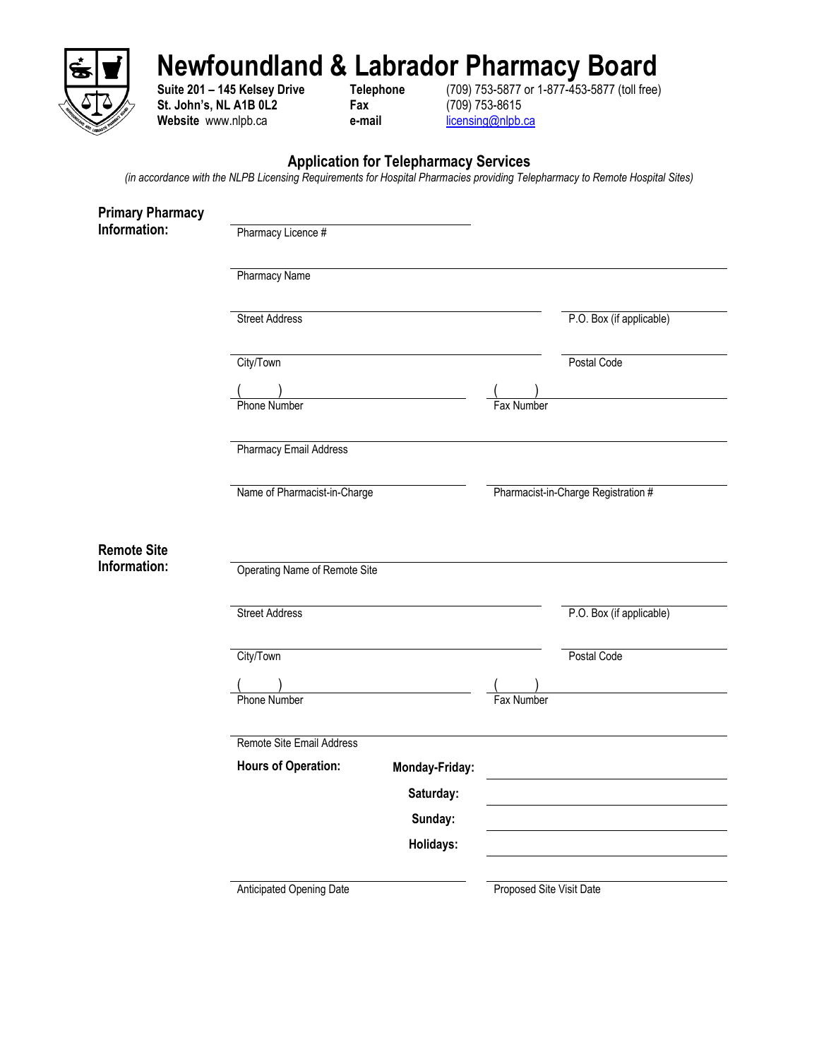# Newfoundland & Labrador Pharmacy Board

**Suite 201 – 145 Kelsey Drive**
**St. John's, NL A1B 0L2**
**Website** www.nlpb.ca

**Telephone** (709) 753-5877 or 1-877-453-5877 (toll free)
**Fax** (709) 753-8615
**e-mail** licensing@nlpb.ca

## Application for Telepharmacy Services

*(in accordance with the NLPB Licensing Requirements for Hospital Pharmacies providing Telepharmacy to Remote Hospital Sites)*

### Primary Pharmacy Information:

Pharmacy Licence # ______________________

Pharmacy Name ______________________

Street Address ______________________ P.O. Box (if applicable) ______________________

City/Town ______________________ Postal Code ______________________

Phone Number ( ) ______________________ Fax Number ( ) ______________________

Pharmacy Email Address ______________________

Name of Pharmacist-in-Charge ______________________ Pharmacist-in-Charge Registration # ______________________

### Remote Site Information:

Operating Name of Remote Site ______________________

Street Address ______________________ P.O. Box (if applicable) ______________________

City/Town ______________________ Postal Code ______________________

Phone Number ( ) ______________________ Fax Number ( ) ______________________

Remote Site Email Address ______________________

**Hours of Operation:**

**Monday-Friday:** ______________________

**Saturday:** ______________________

**Sunday:** ______________________

**Holidays:** ______________________

Anticipated Opening Date ______________________ Proposed Site Visit Date ______________________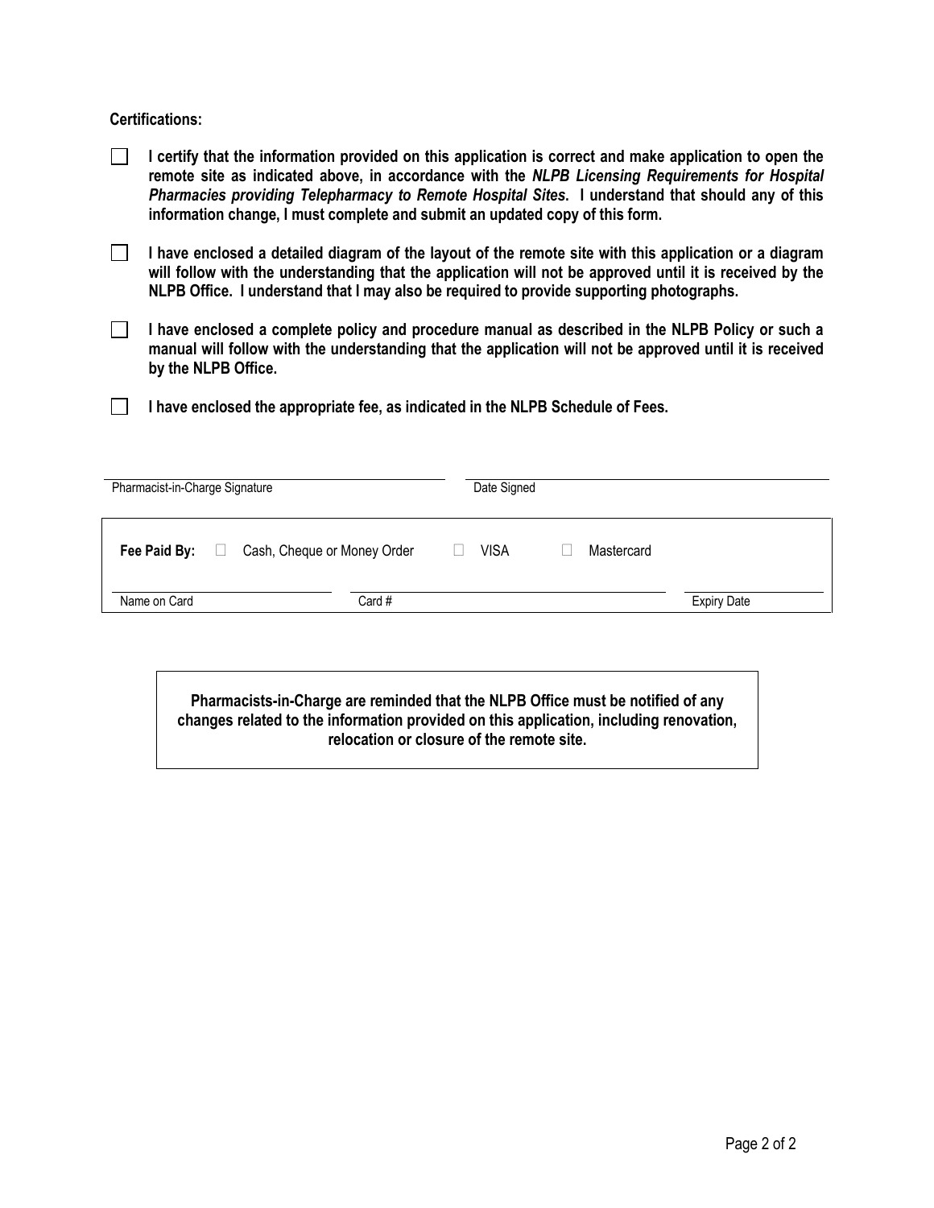**Certifications:**

- ☐ **I certify that the information provided on this application is correct and make application to open the remote site as indicated above, in accordance with the *NLPB Licensing Requirements for Hospital Pharmacies providing Telepharmacy to Remote Hospital Sites*. I understand that should any of this information change, I must complete and submit an updated copy of this form.**

- ☐ **I have enclosed a detailed diagram of the layout of the remote site with this application or a diagram will follow with the understanding that the application will not be approved until it is received by the NLPB Office. I understand that I may also be required to provide supporting photographs.**

- ☐ **I have enclosed a complete policy and procedure manual as described in the NLPB Policy or such a manual will follow with the understanding that the application will not be approved until it is received by the NLPB Office.**

- ☐ **I have enclosed the appropriate fee, as indicated in the NLPB Schedule of Fees.**

Pharmacist-in-Charge Signature: ______________________ Date Signed: ______________________

**Fee Paid By:** ☐ Cash, Cheque or Money Order ☐ VISA ☐ Mastercard

Name on Card: ______________________ Card #: ______________________ Expiry Date: ______________________

**Pharmacists-in-Charge are reminded that the NLPB Office must be notified of any changes related to the information provided on this application, including renovation, relocation or closure of the remote site.**